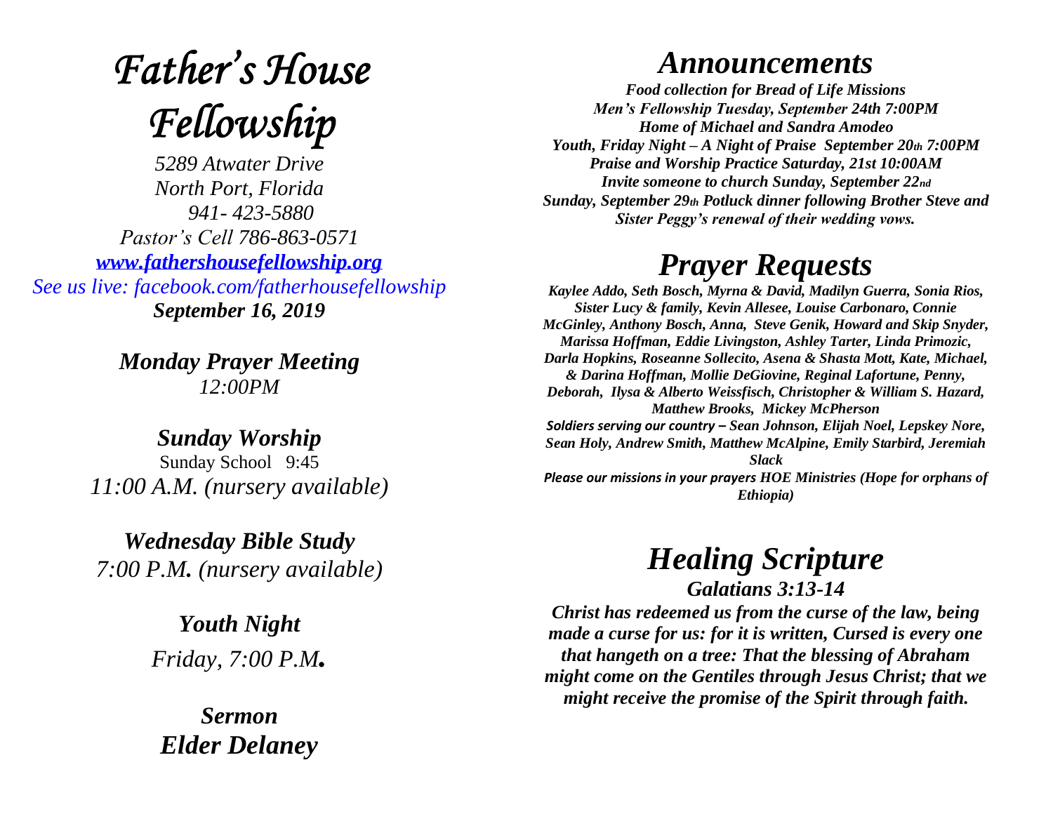# *Father's House Fellowship*

*5289 Atwater Drive*
*North Port, Florida*
*941- 423-5880*
*Pastor's Cell 786-863-0571*
*[www.fathershousefellowship.org](http://www.fathershousefellowship.org)*
*See us live: facebook.com/fatherhousefellowship*
***September 16, 2019***

***Monday Prayer Meeting***
*12:00PM*

***Sunday Worship***
Sunday School 9:45
*11:00 A.M. (nursery available)*

***Wednesday Bible Study***
*7:00 P.M. (nursery available)*

***Youth Night***
*Friday, 7:00 P.M.*

***Sermon***
***Elder Delaney***

## *Announcements*

***Food collection for Bread of Life Missions***
***Men's Fellowship Tuesday, September 24th 7:00PM***
***Home of Michael and Sandra Amodeo***
***Youth, Friday Night – A Night of Praise September 20th 7:00PM***
***Praise and Worship Practice Saturday, 21st 10:00AM***
***Invite someone to church Sunday, September 22nd***
***Sunday, September 29th Potluck dinner following Brother Steve and Sister Peggy's renewal of their wedding vows.***

## *Prayer Requests*

***Kaylee Addo, Seth Bosch, Myrna & David, Madilyn Guerra, Sonia Rios, Sister Lucy & family, Kevin Allesee, Louise Carbonaro, Connie McGinley, Anthony Bosch, Anna, Steve Genik, Howard and Skip Snyder, Marissa Hoffman, Eddie Livingston, Ashley Tarter, Linda Primozic, Darla Hopkins, Roseanne Sollecito, Asena & Shasta Mott, Kate, Michael, & Darina Hoffman, Mollie DeGiovine, Reginal Lafortune, Penny, Deborah, Ilysa & Alberto Weissfisch, Christopher & William S. Hazard, Matthew Brooks, Mickey McPherson***

***Soldiers serving our country – Sean Johnson, Elijah Noel, Lepskey Nore, Sean Holy, Andrew Smith, Matthew McAlpine, Emily Starbird, Jeremiah Slack***

***Please our missions in your prayers HOE Ministries (Hope for orphans of Ethiopia)***

## *Healing Scripture*

***Galatians 3:13-14***

***Christ has redeemed us from the curse of the law, being made a curse for us: for it is written, Cursed is every one that hangeth on a tree: That the blessing of Abraham might come on the Gentiles through Jesus Christ; that we might receive the promise of the Spirit through faith.***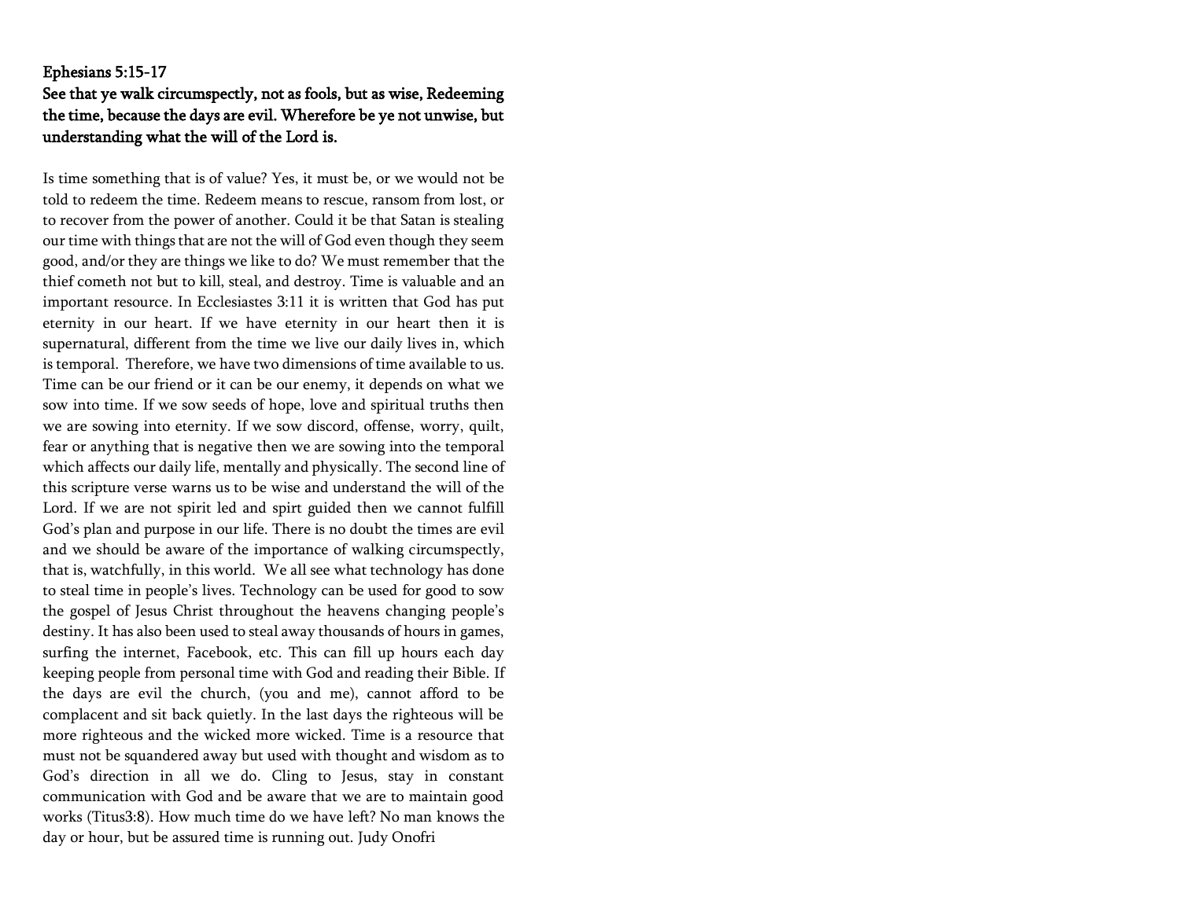**Ephesians 5:15-17**

**See that ye walk circumspectly, not as fools, but as wise, Redeeming the time, because the days are evil. Wherefore be ye not unwise, but understanding what the will of the Lord is.**

Is time something that is of value? Yes, it must be, or we would not be told to redeem the time. Redeem means to rescue, ransom from lost, or to recover from the power of another. Could it be that Satan is stealing our time with things that are not the will of God even though they seem good, and/or they are things we like to do? We must remember that the thief cometh not but to kill, steal, and destroy. Time is valuable and an important resource. In Ecclesiastes 3:11 it is written that God has put eternity in our heart. If we have eternity in our heart then it is supernatural, different from the time we live our daily lives in, which is temporal. Therefore, we have two dimensions of time available to us. Time can be our friend or it can be our enemy, it depends on what we sow into time. If we sow seeds of hope, love and spiritual truths then we are sowing into eternity. If we sow discord, offense, worry, quilt, fear or anything that is negative then we are sowing into the temporal which affects our daily life, mentally and physically. The second line of this scripture verse warns us to be wise and understand the will of the Lord. If we are not spirit led and spirt guided then we cannot fulfill God's plan and purpose in our life. There is no doubt the times are evil and we should be aware of the importance of walking circumspectly, that is, watchfully, in this world. We all see what technology has done to steal time in people's lives. Technology can be used for good to sow the gospel of Jesus Christ throughout the heavens changing people's destiny. It has also been used to steal away thousands of hours in games, surfing the internet, Facebook, etc. This can fill up hours each day keeping people from personal time with God and reading their Bible. If the days are evil the church, (you and me), cannot afford to be complacent and sit back quietly. In the last days the righteous will be more righteous and the wicked more wicked. Time is a resource that must not be squandered away but used with thought and wisdom as to God's direction in all we do. Cling to Jesus, stay in constant communication with God and be aware that we are to maintain good works (Titus3:8). How much time do we have left? No man knows the day or hour, but be assured time is running out. Judy Onofri